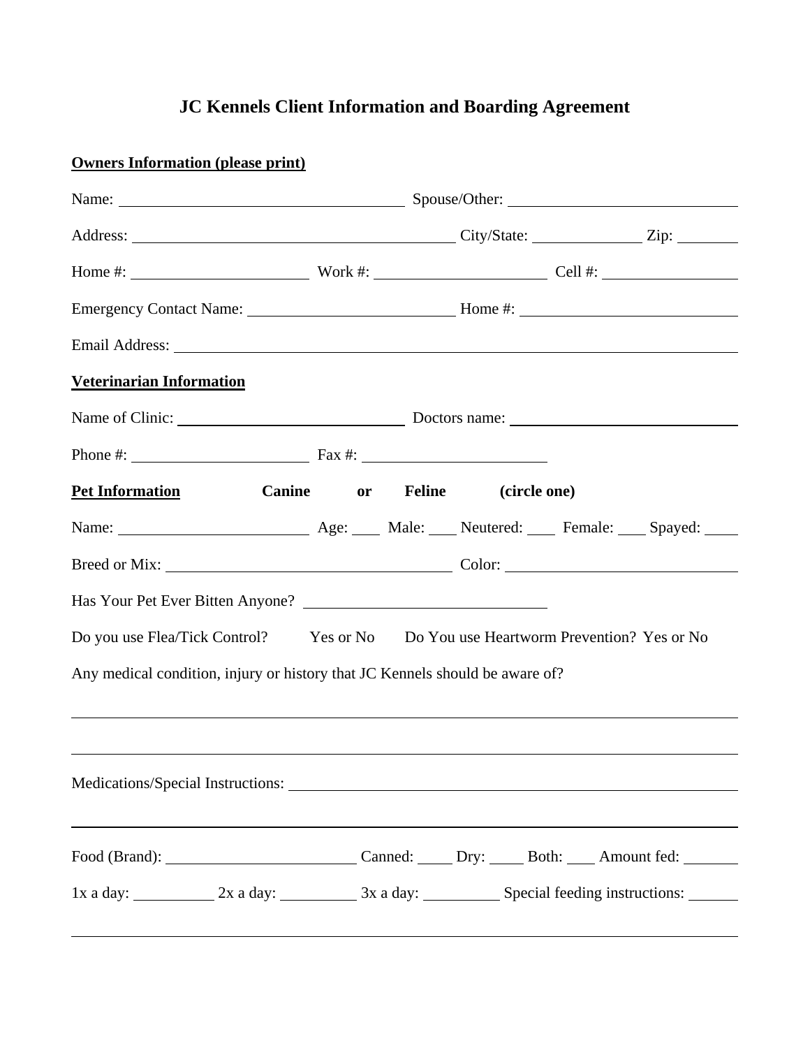# JC Kennels Client Information and Boarding Agreement

**Owners Information (please print)**

Name: ______________________________ Spouse/Other: ______________________________

Address: ______________________________ City/State: ______________ Zip: ________

Home #: ____________________ Work #: ____________________ Cell #: ____________________

Emergency Contact Name: ______________________________ Home #: ______________________________

Email Address: ____________________________________________________________

**Veterinarian Information**

Name of Clinic: ______________________________ Doctors name: ______________________________

Phone #: ____________________ Fax #: ____________________

**Pet Information** **Canine or Feline (circle one)**

Name: ____________________ Age: ____ Male: ____ Neutered: ____ Female: ____ Spayed: ____

Breed or Mix: ______________________________ Color: ______________________________

Has Your Pet Ever Bitten Anyone? ______________________________

Do you use Flea/Tick Control? Yes or No Do You use Heartworm Prevention? Yes or No

Any medical condition, injury or history that JC Kennels should be aware of?

____________________________________________________________

____________________________________________________________

Medications/Special Instructions: ____________________________________________________________

____________________________________________________________

Food (Brand): ____________________ Canned: _____ Dry: _____ Both: ____ Amount fed: _______

1x a day: __________ 2x a day: __________ 3x a day: __________ Special feeding instructions: ______

____________________________________________________________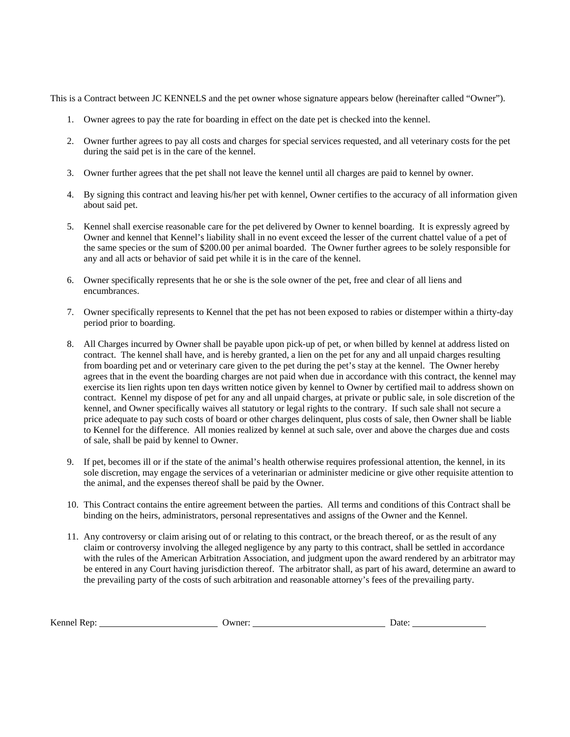This is a Contract between JC KENNELS and the pet owner whose signature appears below (hereinafter called "Owner").

1. Owner agrees to pay the rate for boarding in effect on the date pet is checked into the kennel.

2. Owner further agrees to pay all costs and charges for special services requested, and all veterinary costs for the pet during the said pet is in the care of the kennel.

3. Owner further agrees that the pet shall not leave the kennel until all charges are paid to kennel by owner.

4. By signing this contract and leaving his/her pet with kennel, Owner certifies to the accuracy of all information given about said pet.

5. Kennel shall exercise reasonable care for the pet delivered by Owner to kennel boarding. It is expressly agreed by Owner and kennel that Kennel's liability shall in no event exceed the lesser of the current chattel value of a pet of the same species or the sum of $200.00 per animal boarded. The Owner further agrees to be solely responsible for any and all acts or behavior of said pet while it is in the care of the kennel.

6. Owner specifically represents that he or she is the sole owner of the pet, free and clear of all liens and encumbrances.

7. Owner specifically represents to Kennel that the pet has not been exposed to rabies or distemper within a thirty-day period prior to boarding.

8. All Charges incurred by Owner shall be payable upon pick-up of pet, or when billed by kennel at address listed on contract. The kennel shall have, and is hereby granted, a lien on the pet for any and all unpaid charges resulting from boarding pet and or veterinary care given to the pet during the pet's stay at the kennel. The Owner hereby agrees that in the event the boarding charges are not paid when due in accordance with this contract, the kennel may exercise its lien rights upon ten days written notice given by kennel to Owner by certified mail to address shown on contract. Kennel my dispose of pet for any and all unpaid charges, at private or public sale, in sole discretion of the kennel, and Owner specifically waives all statutory or legal rights to the contrary. If such sale shall not secure a price adequate to pay such costs of board or other charges delinquent, plus costs of sale, then Owner shall be liable to Kennel for the difference. All monies realized by kennel at such sale, over and above the charges due and costs of sale, shall be paid by kennel to Owner.

9. If pet, becomes ill or if the state of the animal's health otherwise requires professional attention, the kennel, in its sole discretion, may engage the services of a veterinarian or administer medicine or give other requisite attention to the animal, and the expenses thereof shall be paid by the Owner.

10. This Contract contains the entire agreement between the parties. All terms and conditions of this Contract shall be binding on the heirs, administrators, personal representatives and assigns of the Owner and the Kennel.

11. Any controversy or claim arising out of or relating to this contract, or the breach thereof, or as the result of any claim or controversy involving the alleged negligence by any party to this contract, shall be settled in accordance with the rules of the American Arbitration Association, and judgment upon the award rendered by an arbitrator may be entered in any Court having jurisdiction thereof. The arbitrator shall, as part of his award, determine an award to the prevailing party of the costs of such arbitration and reasonable attorney's fees of the prevailing party.

Kennel Rep: ______________________ Owner: __________________________ Date: ______________